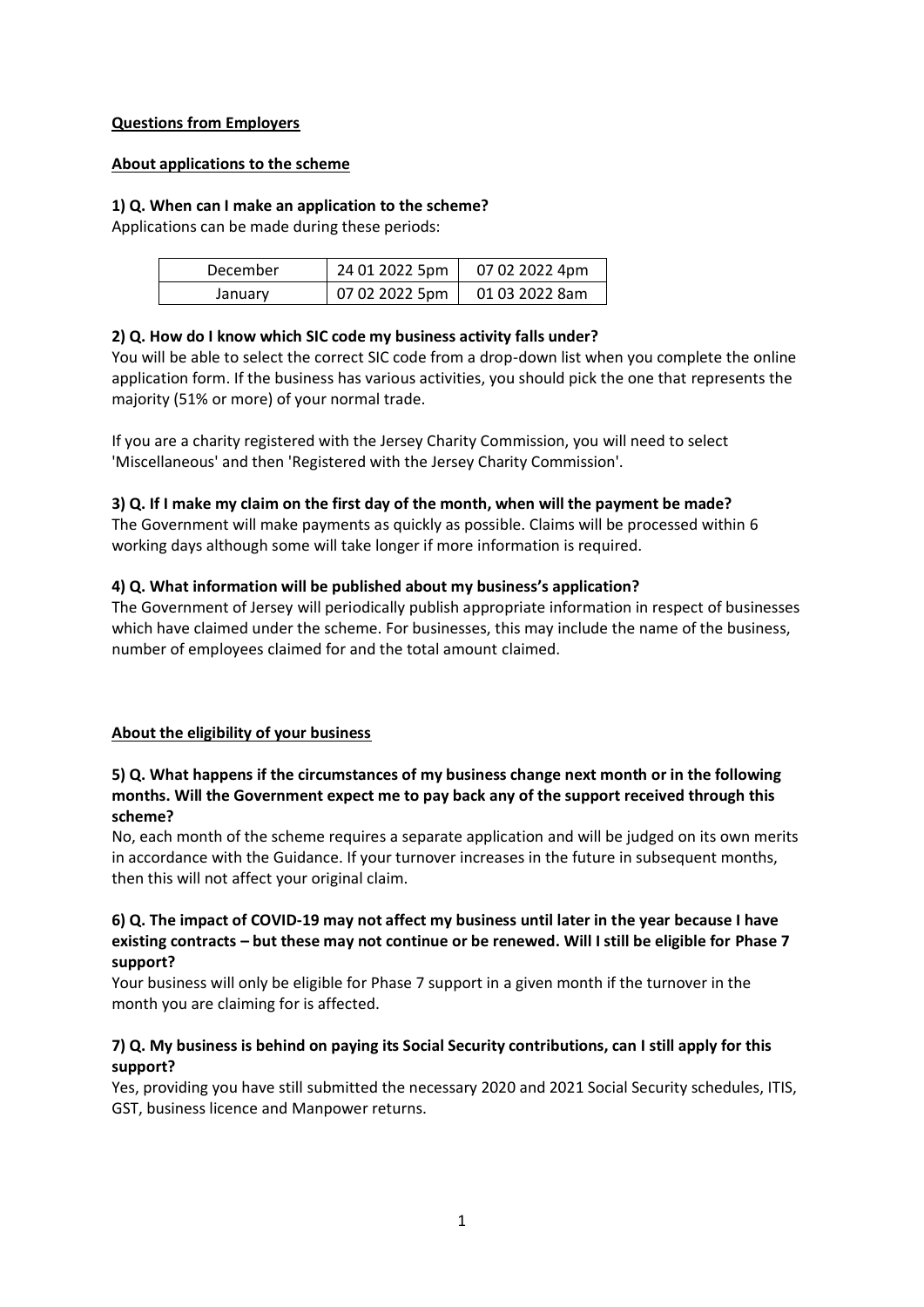## Questions from Employers

### About applications to the scheme

**1) Q. When can I make an application to the scheme?**

Applications can be made during these periods:

| December | 24 01 2022 5pm | 07 02 2022 4pm |
|---|---|---|
| January | 07 02 2022 5pm | 01 03 2022 8am |

**2) Q. How do I know which SIC code my business activity falls under?**

You will be able to select the correct SIC code from a drop-down list when you complete the online application form. If the business has various activities, you should pick the one that represents the majority (51% or more) of your normal trade.

If you are a charity registered with the Jersey Charity Commission, you will need to select 'Miscellaneous' and then 'Registered with the Jersey Charity Commission'.

**3) Q. If I make my claim on the first day of the month, when will the payment be made?**

The Government will make payments as quickly as possible. Claims will be processed within 6 working days although some will take longer if more information is required.

**4) Q. What information will be published about my business's application?**

The Government of Jersey will periodically publish appropriate information in respect of businesses which have claimed under the scheme. For businesses, this may include the name of the business, number of employees claimed for and the total amount claimed.

### About the eligibility of your business

**5) Q. What happens if the circumstances of my business change next month or in the following months. Will the Government expect me to pay back any of the support received through this scheme?**

No, each month of the scheme requires a separate application and will be judged on its own merits in accordance with the Guidance. If your turnover increases in the future in subsequent months, then this will not affect your original claim.

**6) Q. The impact of COVID-19 may not affect my business until later in the year because I have existing contracts – but these may not continue or be renewed. Will I still be eligible for Phase 7 support?**

Your business will only be eligible for Phase 7 support in a given month if the turnover in the month you are claiming for is affected.

**7) Q. My business is behind on paying its Social Security contributions, can I still apply for this support?**

Yes, providing you have still submitted the necessary 2020 and 2021 Social Security schedules, ITIS, GST, business licence and Manpower returns.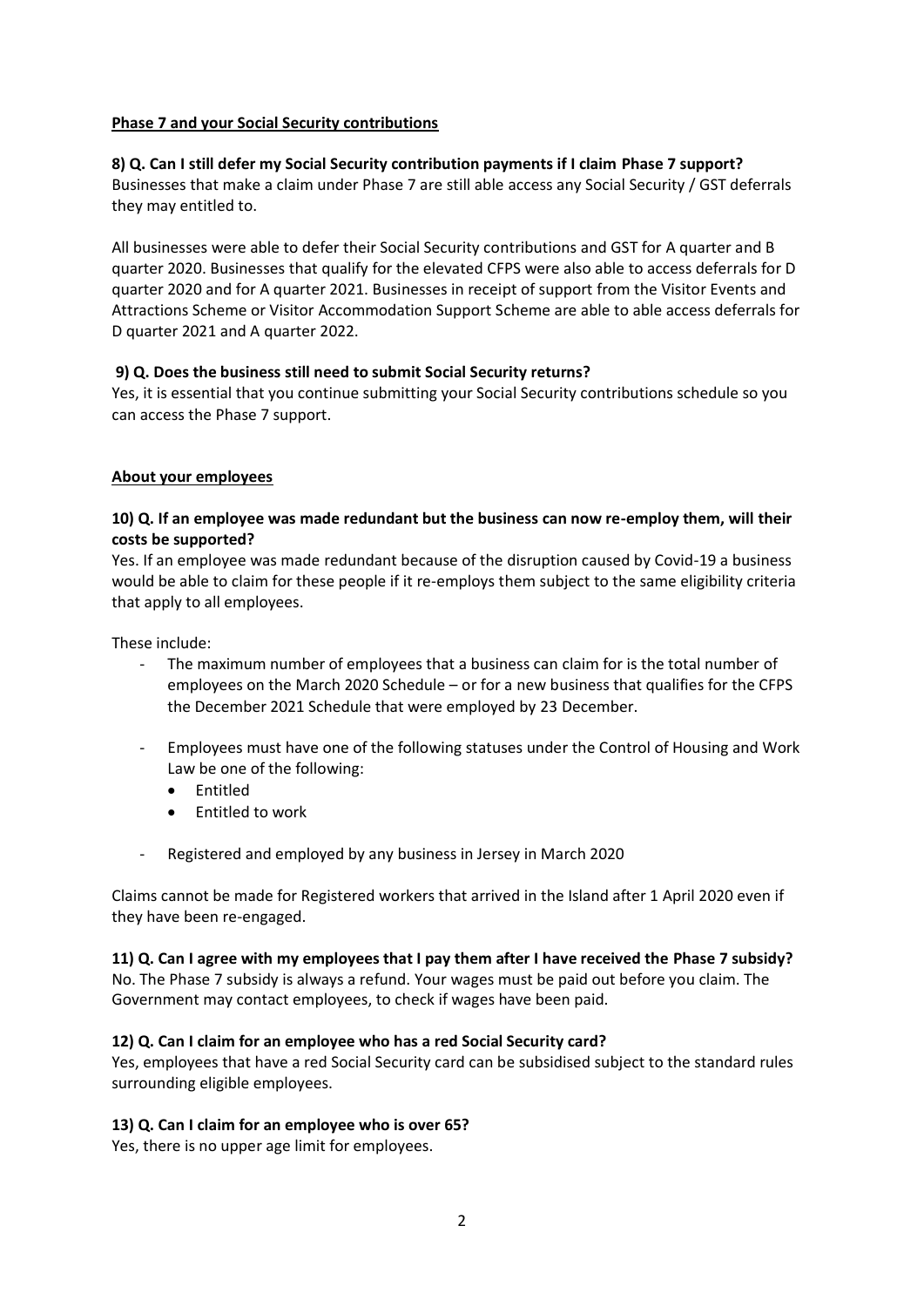## Phase 7 and your Social Security contributions

**8) Q. Can I still defer my Social Security contribution payments if I claim Phase 7 support?**

Businesses that make a claim under Phase 7 are still able access any Social Security / GST deferrals they may entitled to.

All businesses were able to defer their Social Security contributions and GST for A quarter and B quarter 2020. Businesses that qualify for the elevated CFPS were also able to access deferrals for D quarter 2020 and for A quarter 2021. Businesses in receipt of support from the Visitor Events and Attractions Scheme or Visitor Accommodation Support Scheme are able to able access deferrals for D quarter 2021 and A quarter 2022.

**9) Q. Does the business still need to submit Social Security returns?**

Yes, it is essential that you continue submitting your Social Security contributions schedule so you can access the Phase 7 support.

## About your employees

**10) Q. If an employee was made redundant but the business can now re-employ them, will their costs be supported?**

Yes. If an employee was made redundant because of the disruption caused by Covid-19 a business would be able to claim for these people if it re-employs them subject to the same eligibility criteria that apply to all employees.

These include:

- The maximum number of employees that a business can claim for is the total number of employees on the March 2020 Schedule – or for a new business that qualifies for the CFPS the December 2021 Schedule that were employed by 23 December.
- Employees must have one of the following statuses under the Control of Housing and Work Law be one of the following:
  - Entitled
  - Entitled to work
- Registered and employed by any business in Jersey in March 2020

Claims cannot be made for Registered workers that arrived in the Island after 1 April 2020 even if they have been re-engaged.

**11) Q. Can I agree with my employees that I pay them after I have received the Phase 7 subsidy?**

No. The Phase 7 subsidy is always a refund. Your wages must be paid out before you claim. The Government may contact employees, to check if wages have been paid.

**12) Q. Can I claim for an employee who has a red Social Security card?**

Yes, employees that have a red Social Security card can be subsidised subject to the standard rules surrounding eligible employees.

**13) Q. Can I claim for an employee who is over 65?**

Yes, there is no upper age limit for employees.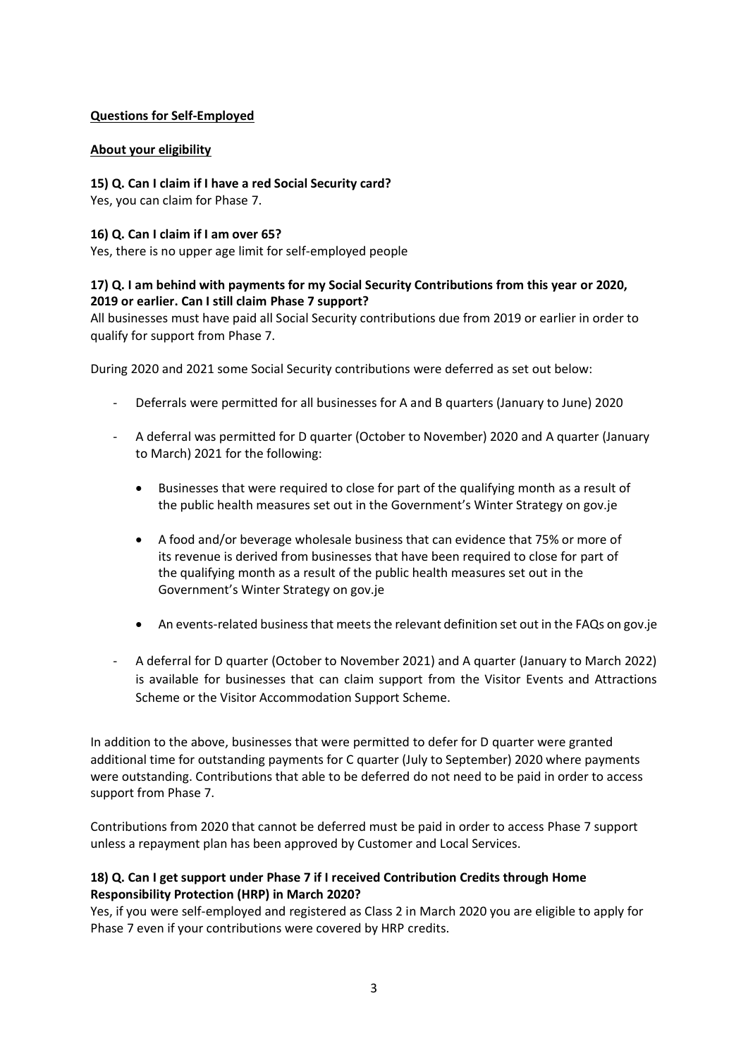**Questions for Self-Employed**

**About your eligibility**

**15) Q. Can I claim if I have a red Social Security card?**
Yes, you can claim for Phase 7.

**16) Q. Can I claim if I am over 65?**
Yes, there is no upper age limit for self-employed people

**17) Q. I am behind with payments for my Social Security Contributions from this year or 2020, 2019 or earlier. Can I still claim Phase 7 support?**
All businesses must have paid all Social Security contributions due from 2019 or earlier in order to qualify for support from Phase 7.

During 2020 and 2021 some Social Security contributions were deferred as set out below:

- Deferrals were permitted for all businesses for A and B quarters (January to June) 2020
- A deferral was permitted for D quarter (October to November) 2020 and A quarter (January to March) 2021 for the following:
    - Businesses that were required to close for part of the qualifying month as a result of the public health measures set out in the Government's Winter Strategy on gov.je
    - A food and/or beverage wholesale business that can evidence that 75% or more of its revenue is derived from businesses that have been required to close for part of the qualifying month as a result of the public health measures set out in the Government's Winter Strategy on gov.je
    - An events-related business that meets the relevant definition set out in the FAQs on gov.je
- A deferral for D quarter (October to November 2021) and A quarter (January to March 2022) is available for businesses that can claim support from the Visitor Events and Attractions Scheme or the Visitor Accommodation Support Scheme.

In addition to the above, businesses that were permitted to defer for D quarter were granted additional time for outstanding payments for C quarter (July to September) 2020 where payments were outstanding. Contributions that able to be deferred do not need to be paid in order to access support from Phase 7.

Contributions from 2020 that cannot be deferred must be paid in order to access Phase 7 support unless a repayment plan has been approved by Customer and Local Services.

**18) Q. Can I get support under Phase 7 if I received Contribution Credits through Home Responsibility Protection (HRP) in March 2020?**
Yes, if you were self-employed and registered as Class 2 in March 2020 you are eligible to apply for Phase 7 even if your contributions were covered by HRP credits.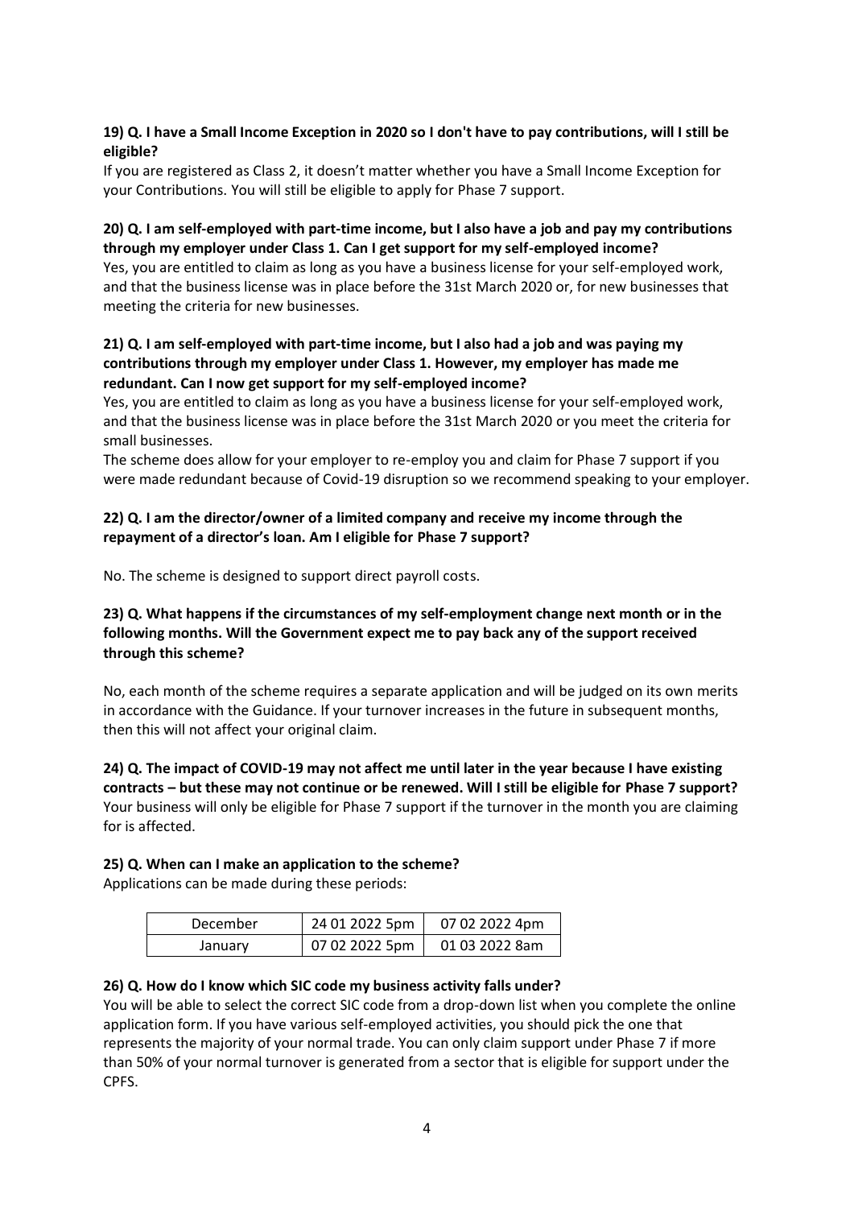**19) Q. I have a Small Income Exception in 2020 so I don't have to pay contributions, will I still be eligible?**

If you are registered as Class 2, it doesn't matter whether you have a Small Income Exception for your Contributions. You will still be eligible to apply for Phase 7 support.

**20) Q. I am self-employed with part-time income, but I also have a job and pay my contributions through my employer under Class 1. Can I get support for my self-employed income?**

Yes, you are entitled to claim as long as you have a business license for your self-employed work, and that the business license was in place before the 31st March 2020 or, for new businesses that meeting the criteria for new businesses.

**21) Q. I am self-employed with part-time income, but I also had a job and was paying my contributions through my employer under Class 1. However, my employer has made me redundant. Can I now get support for my self-employed income?**

Yes, you are entitled to claim as long as you have a business license for your self-employed work, and that the business license was in place before the 31st March 2020 or you meet the criteria for small businesses.

The scheme does allow for your employer to re-employ you and claim for Phase 7 support if you were made redundant because of Covid-19 disruption so we recommend speaking to your employer.

**22) Q. I am the director/owner of a limited company and receive my income through the repayment of a director's loan. Am I eligible for Phase 7 support?**

No. The scheme is designed to support direct payroll costs.

**23) Q. What happens if the circumstances of my self-employment change next month or in the following months. Will the Government expect me to pay back any of the support received through this scheme?**

No, each month of the scheme requires a separate application and will be judged on its own merits in accordance with the Guidance. If your turnover increases in the future in subsequent months, then this will not affect your original claim.

**24) Q. The impact of COVID-19 may not affect me until later in the year because I have existing contracts – but these may not continue or be renewed. Will I still be eligible for Phase 7 support?**

Your business will only be eligible for Phase 7 support if the turnover in the month you are claiming for is affected.

**25) Q. When can I make an application to the scheme?**

Applications can be made during these periods:

| | | |
|---|---|---|
| December | 24 01 2022 5pm | 07 02 2022 4pm |
| January | 07 02 2022 5pm | 01 03 2022 8am |

**26) Q. How do I know which SIC code my business activity falls under?**

You will be able to select the correct SIC code from a drop-down list when you complete the online application form. If you have various self-employed activities, you should pick the one that represents the majority of your normal trade. You can only claim support under Phase 7 if more than 50% of your normal turnover is generated from a sector that is eligible for support under the CPFS.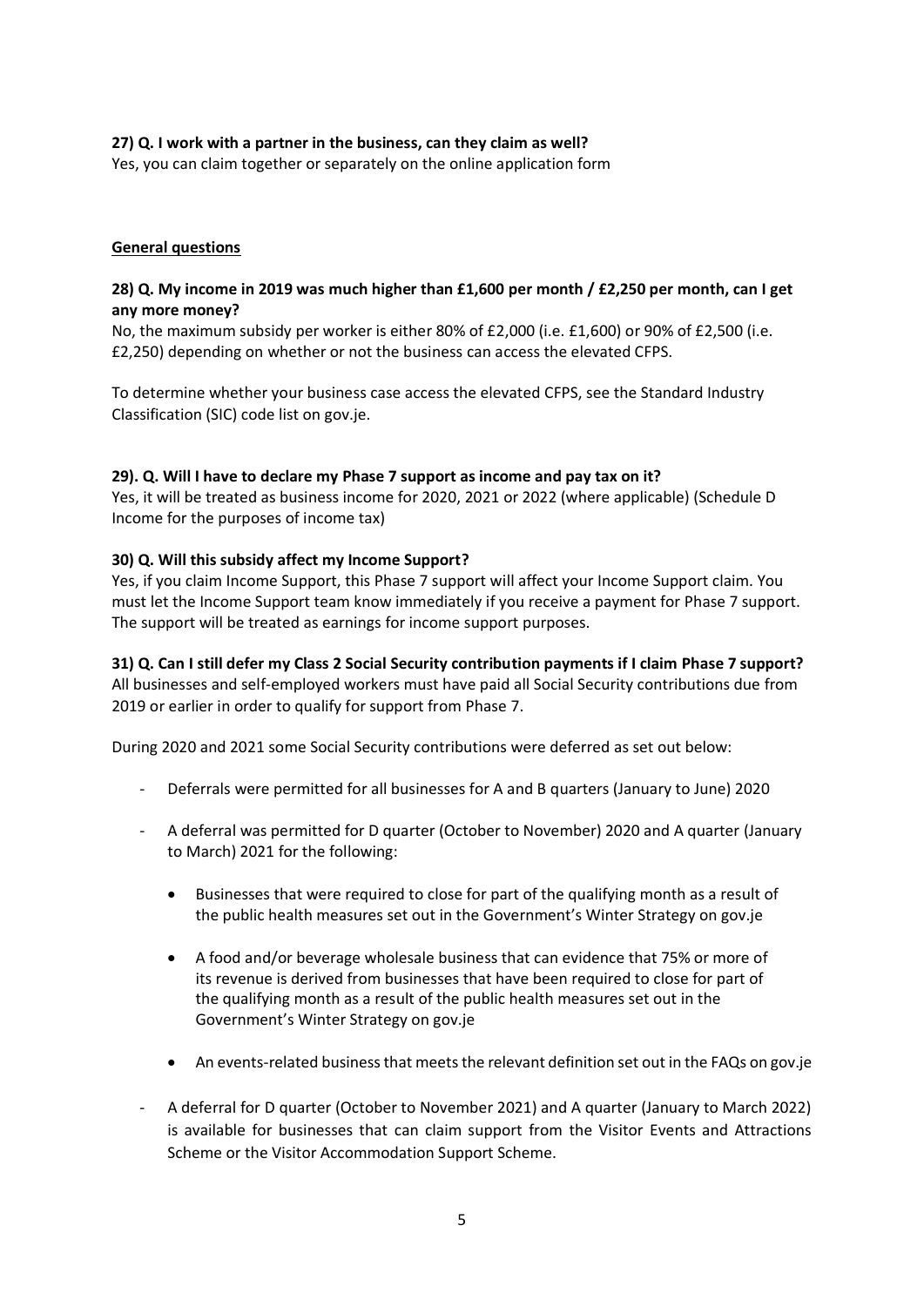**27) Q. I work with a partner in the business, can they claim as well?**
Yes, you can claim together or separately on the online application form

**General questions**

**28) Q. My income in 2019 was much higher than £1,600 per month / £2,250 per month, can I get any more money?**
No, the maximum subsidy per worker is either 80% of £2,000 (i.e. £1,600) or 90% of £2,500 (i.e. £2,250) depending on whether or not the business can access the elevated CFPS.

To determine whether your business case access the elevated CFPS, see the Standard Industry Classification (SIC) code list on gov.je.

**29). Q. Will I have to declare my Phase 7 support as income and pay tax on it?**
Yes, it will be treated as business income for 2020, 2021 or 2022 (where applicable) (Schedule D Income for the purposes of income tax)

**30) Q. Will this subsidy affect my Income Support?**
Yes, if you claim Income Support, this Phase 7 support will affect your Income Support claim. You must let the Income Support team know immediately if you receive a payment for Phase 7 support. The support will be treated as earnings for income support purposes.

**31) Q. Can I still defer my Class 2 Social Security contribution payments if I claim Phase 7 support?**
All businesses and self-employed workers must have paid all Social Security contributions due from 2019 or earlier in order to qualify for support from Phase 7.

During 2020 and 2021 some Social Security contributions were deferred as set out below:

- Deferrals were permitted for all businesses for A and B quarters (January to June) 2020
- A deferral was permitted for D quarter (October to November) 2020 and A quarter (January to March) 2021 for the following:
  - Businesses that were required to close for part of the qualifying month as a result of the public health measures set out in the Government's Winter Strategy on gov.je
  - A food and/or beverage wholesale business that can evidence that 75% or more of its revenue is derived from businesses that have been required to close for part of the qualifying month as a result of the public health measures set out in the Government's Winter Strategy on gov.je
  - An events-related business that meets the relevant definition set out in the FAQs on gov.je
- A deferral for D quarter (October to November 2021) and A quarter (January to March 2022) is available for businesses that can claim support from the Visitor Events and Attractions Scheme or the Visitor Accommodation Support Scheme.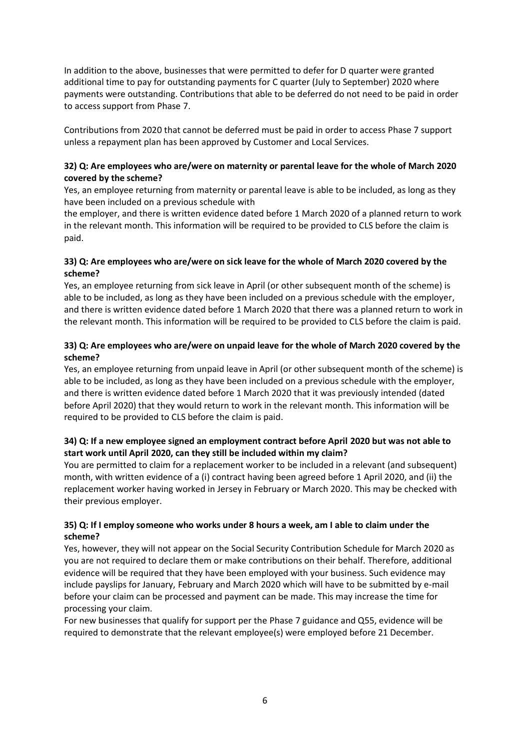In addition to the above, businesses that were permitted to defer for D quarter were granted additional time to pay for outstanding payments for C quarter (July to September) 2020 where payments were outstanding. Contributions that able to be deferred do not need to be paid in order to access support from Phase 7.

Contributions from 2020 that cannot be deferred must be paid in order to access Phase 7 support unless a repayment plan has been approved by Customer and Local Services.

**32) Q: Are employees who are/were on maternity or parental leave for the whole of March 2020 covered by the scheme?**

Yes, an employee returning from maternity or parental leave is able to be included, as long as they have been included on a previous schedule with the employer, and there is written evidence dated before 1 March 2020 of a planned return to work in the relevant month. This information will be required to be provided to CLS before the claim is paid.

**33) Q: Are employees who are/were on sick leave for the whole of March 2020 covered by the scheme?**

Yes, an employee returning from sick leave in April (or other subsequent month of the scheme) is able to be included, as long as they have been included on a previous schedule with the employer, and there is written evidence dated before 1 March 2020 that there was a planned return to work in the relevant month. This information will be required to be provided to CLS before the claim is paid.

**33) Q: Are employees who are/were on unpaid leave for the whole of March 2020 covered by the scheme?**

Yes, an employee returning from unpaid leave in April (or other subsequent month of the scheme) is able to be included, as long as they have been included on a previous schedule with the employer, and there is written evidence dated before 1 March 2020 that it was previously intended (dated before April 2020) that they would return to work in the relevant month. This information will be required to be provided to CLS before the claim is paid.

**34) Q: If a new employee signed an employment contract before April 2020 but was not able to start work until April 2020, can they still be included within my claim?**

You are permitted to claim for a replacement worker to be included in a relevant (and subsequent) month, with written evidence of a (i) contract having been agreed before 1 April 2020, and (ii) the replacement worker having worked in Jersey in February or March 2020. This may be checked with their previous employer.

**35) Q: If I employ someone who works under 8 hours a week, am I able to claim under the scheme?**

Yes, however, they will not appear on the Social Security Contribution Schedule for March 2020 as you are not required to declare them or make contributions on their behalf. Therefore, additional evidence will be required that they have been employed with your business. Such evidence may include payslips for January, February and March 2020 which will have to be submitted by e-mail before your claim can be processed and payment can be made. This may increase the time for processing your claim.

For new businesses that qualify for support per the Phase 7 guidance and Q55, evidence will be required to demonstrate that the relevant employee(s) were employed before 21 December.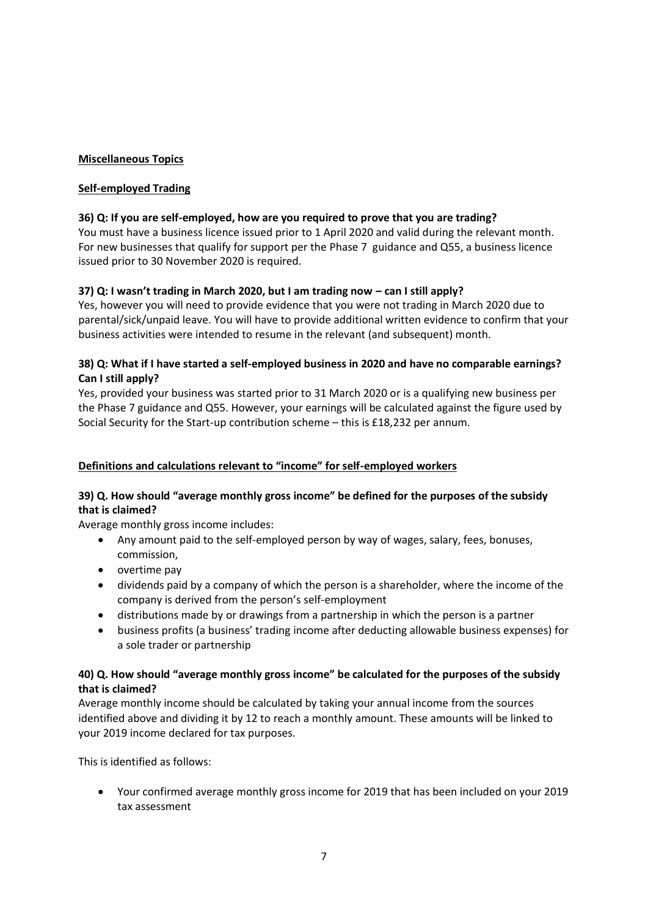## Miscellaneous Topics

### Self-employed Trading

**36) Q: If you are self-employed, how are you required to prove that you are trading?**

You must have a business licence issued prior to 1 April 2020 and valid during the relevant month. For new businesses that qualify for support per the Phase 7 guidance and Q55, a business licence issued prior to 30 November 2020 is required.

**37) Q: I wasn't trading in March 2020, but I am trading now – can I still apply?**

Yes, however you will need to provide evidence that you were not trading in March 2020 due to parental/sick/unpaid leave. You will have to provide additional written evidence to confirm that your business activities were intended to resume in the relevant (and subsequent) month.

**38) Q: What if I have started a self-employed business in 2020 and have no comparable earnings? Can I still apply?**

Yes, provided your business was started prior to 31 March 2020 or is a qualifying new business per the Phase 7 guidance and Q55. However, your earnings will be calculated against the figure used by Social Security for the Start-up contribution scheme – this is £18,232 per annum.

### Definitions and calculations relevant to "income" for self-employed workers

**39) Q. How should "average monthly gross income" be defined for the purposes of the subsidy that is claimed?**

Average monthly gross income includes:

- Any amount paid to the self-employed person by way of wages, salary, fees, bonuses, commission,
- overtime pay
- dividends paid by a company of which the person is a shareholder, where the income of the company is derived from the person's self-employment
- distributions made by or drawings from a partnership in which the person is a partner
- business profits (a business' trading income after deducting allowable business expenses) for a sole trader or partnership

**40) Q. How should "average monthly gross income" be calculated for the purposes of the subsidy that is claimed?**

Average monthly income should be calculated by taking your annual income from the sources identified above and dividing it by 12 to reach a monthly amount. These amounts will be linked to your 2019 income declared for tax purposes.

This is identified as follows:

- Your confirmed average monthly gross income for 2019 that has been included on your 2019 tax assessment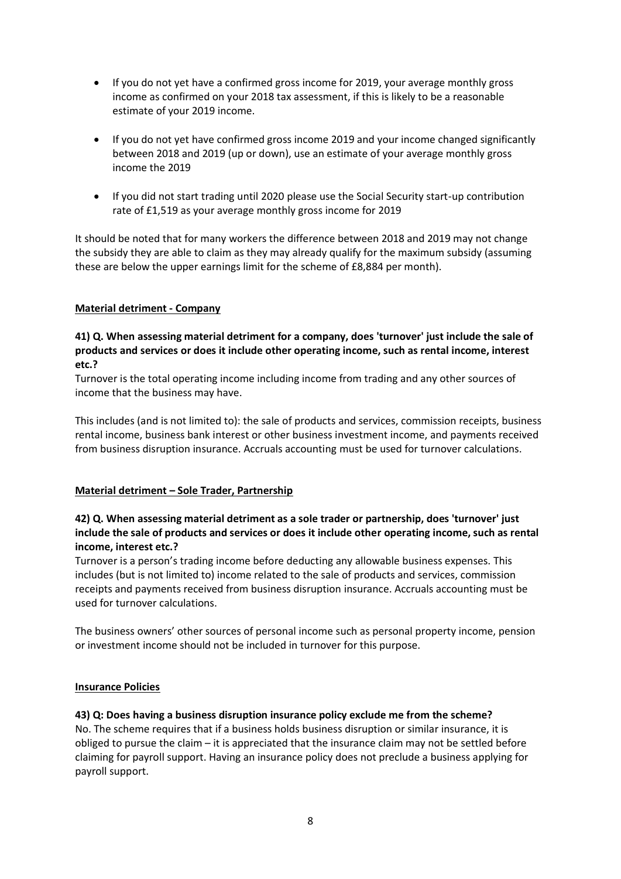- If you do not yet have a confirmed gross income for 2019, your average monthly gross income as confirmed on your 2018 tax assessment, if this is likely to be a reasonable estimate of your 2019 income.

- If you do not yet have confirmed gross income 2019 and your income changed significantly between 2018 and 2019 (up or down), use an estimate of your average monthly gross income the 2019

- If you did not start trading until 2020 please use the Social Security start-up contribution rate of £1,519 as your average monthly gross income for 2019

It should be noted that for many workers the difference between 2018 and 2019 may not change the subsidy they are able to claim as they may already qualify for the maximum subsidy (assuming these are below the upper earnings limit for the scheme of £8,884 per month).

## Material detriment - Company

**41) Q. When assessing material detriment for a company, does 'turnover' just include the sale of products and services or does it include other operating income, such as rental income, interest etc.?**

Turnover is the total operating income including income from trading and any other sources of income that the business may have.

This includes (and is not limited to): the sale of products and services, commission receipts, business rental income, business bank interest or other business investment income, and payments received from business disruption insurance. Accruals accounting must be used for turnover calculations.

## Material detriment – Sole Trader, Partnership

**42) Q. When assessing material detriment as a sole trader or partnership, does 'turnover' just include the sale of products and services or does it include other operating income, such as rental income, interest etc.?**

Turnover is a person's trading income before deducting any allowable business expenses. This includes (but is not limited to) income related to the sale of products and services, commission receipts and payments received from business disruption insurance. Accruals accounting must be used for turnover calculations.

The business owners' other sources of personal income such as personal property income, pension or investment income should not be included in turnover for this purpose.

## Insurance Policies

**43) Q: Does having a business disruption insurance policy exclude me from the scheme?**

No. The scheme requires that if a business holds business disruption or similar insurance, it is obliged to pursue the claim – it is appreciated that the insurance claim may not be settled before claiming for payroll support. Having an insurance policy does not preclude a business applying for payroll support.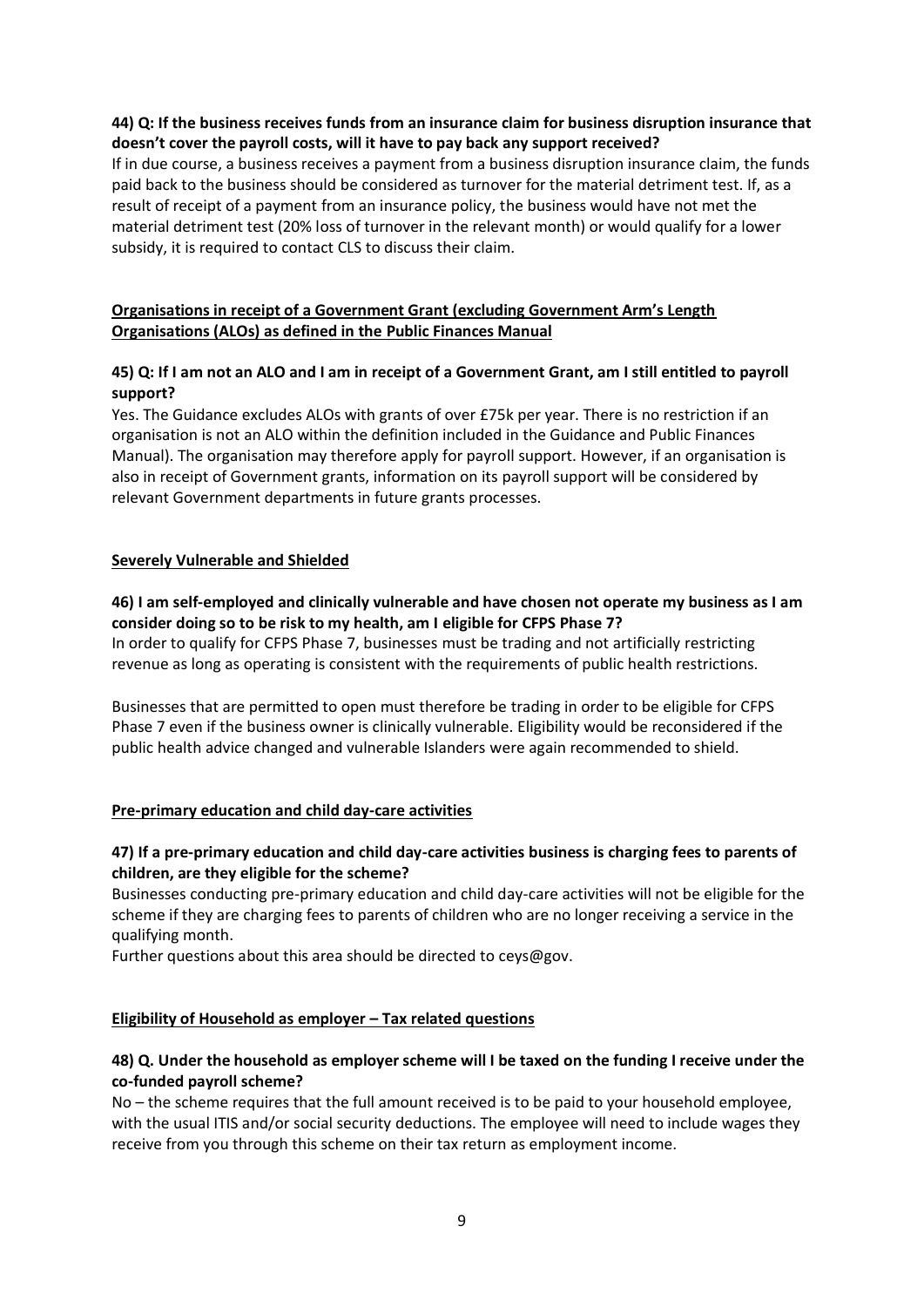**44) Q: If the business receives funds from an insurance claim for business disruption insurance that doesn't cover the payroll costs, will it have to pay back any support received?**

If in due course, a business receives a payment from a business disruption insurance claim, the funds paid back to the business should be considered as turnover for the material detriment test. If, as a result of receipt of a payment from an insurance policy, the business would have not met the material detriment test (20% loss of turnover in the relevant month) or would qualify for a lower subsidy, it is required to contact CLS to discuss their claim.

**Organisations in receipt of a Government Grant (excluding Government Arm's Length Organisations (ALOs) as defined in the Public Finances Manual**

**45) Q: If I am not an ALO and I am in receipt of a Government Grant, am I still entitled to payroll support?**

Yes. The Guidance excludes ALOs with grants of over £75k per year. There is no restriction if an organisation is not an ALO within the definition included in the Guidance and Public Finances Manual). The organisation may therefore apply for payroll support. However, if an organisation is also in receipt of Government grants, information on its payroll support will be considered by relevant Government departments in future grants processes.

**Severely Vulnerable and Shielded**

**46) I am self-employed and clinically vulnerable and have chosen not operate my business as I am consider doing so to be risk to my health, am I eligible for CFPS Phase 7?**

In order to qualify for CFPS Phase 7, businesses must be trading and not artificially restricting revenue as long as operating is consistent with the requirements of public health restrictions.

Businesses that are permitted to open must therefore be trading in order to be eligible for CFPS Phase 7 even if the business owner is clinically vulnerable. Eligibility would be reconsidered if the public health advice changed and vulnerable Islanders were again recommended to shield.

**Pre-primary education and child day-care activities**

**47) If a pre-primary education and child day-care activities business is charging fees to parents of children, are they eligible for the scheme?**

Businesses conducting pre-primary education and child day-care activities will not be eligible for the scheme if they are charging fees to parents of children who are no longer receiving a service in the qualifying month.

Further questions about this area should be directed to ceys@gov.

**Eligibility of Household as employer – Tax related questions**

**48) Q. Under the household as employer scheme will I be taxed on the funding I receive under the co-funded payroll scheme?**

No – the scheme requires that the full amount received is to be paid to your household employee, with the usual ITIS and/or social security deductions. The employee will need to include wages they receive from you through this scheme on their tax return as employment income.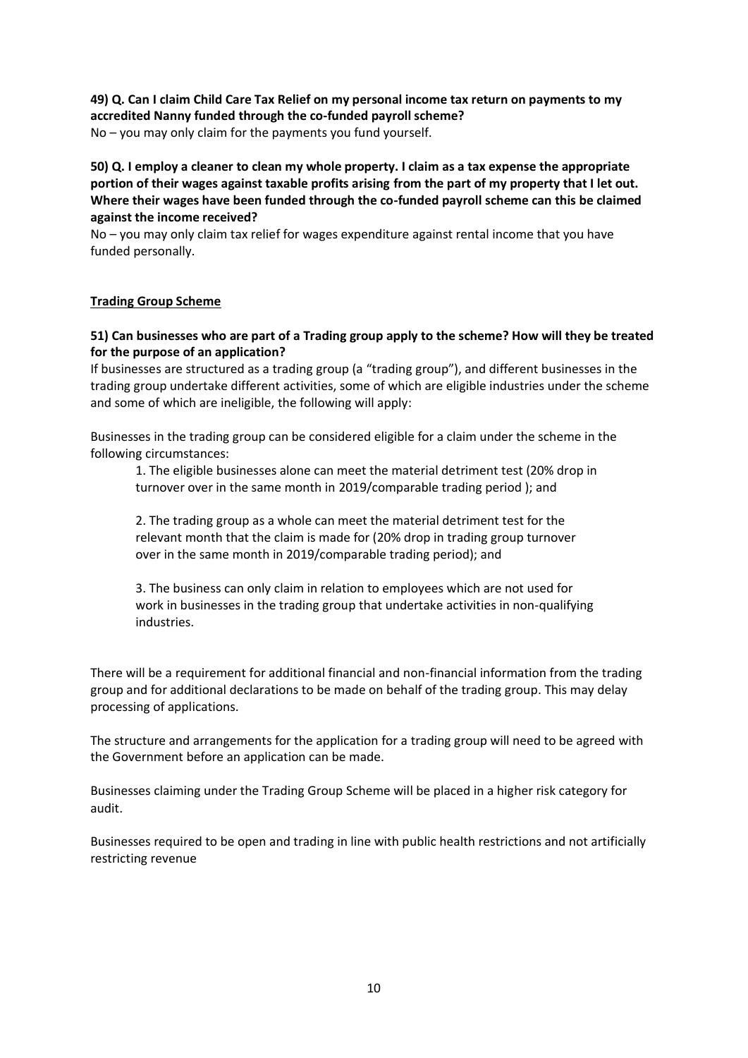**49) Q. Can I claim Child Care Tax Relief on my personal income tax return on payments to my accredited Nanny funded through the co-funded payroll scheme?**

No – you may only claim for the payments you fund yourself.

**50) Q. I employ a cleaner to clean my whole property. I claim as a tax expense the appropriate portion of their wages against taxable profits arising from the part of my property that I let out. Where their wages have been funded through the co-funded payroll scheme can this be claimed against the income received?**

No – you may only claim tax relief for wages expenditure against rental income that you have funded personally.

## Trading Group Scheme

**51) Can businesses who are part of a Trading group apply to the scheme? How will they be treated for the purpose of an application?**

If businesses are structured as a trading group (a "trading group"), and different businesses in the trading group undertake different activities, some of which are eligible industries under the scheme and some of which are ineligible, the following will apply:

Businesses in the trading group can be considered eligible for a claim under the scheme in the following circumstances:

1. The eligible businesses alone can meet the material detriment test (20% drop in turnover over in the same month in 2019/comparable trading period ); and

2. The trading group as a whole can meet the material detriment test for the relevant month that the claim is made for (20% drop in trading group turnover over in the same month in 2019/comparable trading period); and

3. The business can only claim in relation to employees which are not used for work in businesses in the trading group that undertake activities in non-qualifying industries.

There will be a requirement for additional financial and non-financial information from the trading group and for additional declarations to be made on behalf of the trading group. This may delay processing of applications.

The structure and arrangements for the application for a trading group will need to be agreed with the Government before an application can be made.

Businesses claiming under the Trading Group Scheme will be placed in a higher risk category for audit.

Businesses required to be open and trading in line with public health restrictions and not artificially restricting revenue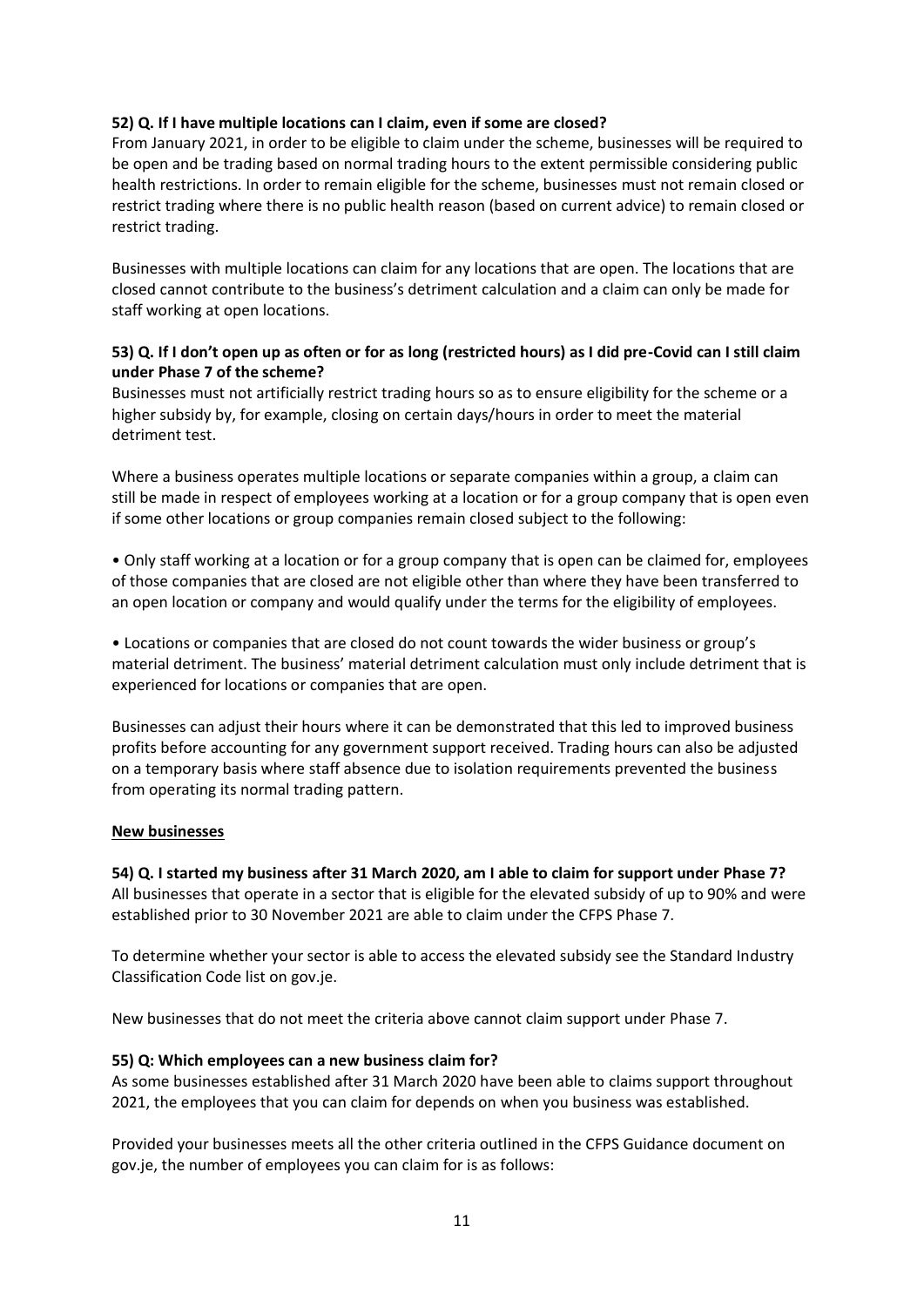**52) Q. If I have multiple locations can I claim, even if some are closed?**

From January 2021, in order to be eligible to claim under the scheme, businesses will be required to be open and be trading based on normal trading hours to the extent permissible considering public health restrictions. In order to remain eligible for the scheme, businesses must not remain closed or restrict trading where there is no public health reason (based on current advice) to remain closed or restrict trading.

Businesses with multiple locations can claim for any locations that are open. The locations that are closed cannot contribute to the business's detriment calculation and a claim can only be made for staff working at open locations.

**53) Q. If I don't open up as often or for as long (restricted hours) as I did pre-Covid can I still claim under Phase 7 of the scheme?**

Businesses must not artificially restrict trading hours so as to ensure eligibility for the scheme or a higher subsidy by, for example, closing on certain days/hours in order to meet the material detriment test.

Where a business operates multiple locations or separate companies within a group, a claim can still be made in respect of employees working at a location or for a group company that is open even if some other locations or group companies remain closed subject to the following:

- Only staff working at a location or for a group company that is open can be claimed for, employees of those companies that are closed are not eligible other than where they have been transferred to an open location or company and would qualify under the terms for the eligibility of employees.
- Locations or companies that are closed do not count towards the wider business or group's material detriment. The business' material detriment calculation must only include detriment that is experienced for locations or companies that are open.

Businesses can adjust their hours where it can be demonstrated that this led to improved business profits before accounting for any government support received. Trading hours can also be adjusted on a temporary basis where staff absence due to isolation requirements prevented the business from operating its normal trading pattern.

## New businesses

**54) Q. I started my business after 31 March 2020, am I able to claim for support under Phase 7?**

All businesses that operate in a sector that is eligible for the elevated subsidy of up to 90% and were established prior to 30 November 2021 are able to claim under the CFPS Phase 7.

To determine whether your sector is able to access the elevated subsidy see the Standard Industry Classification Code list on gov.je.

New businesses that do not meet the criteria above cannot claim support under Phase 7.

**55) Q: Which employees can a new business claim for?**

As some businesses established after 31 March 2020 have been able to claims support throughout 2021, the employees that you can claim for depends on when you business was established.

Provided your businesses meets all the other criteria outlined in the CFPS Guidance document on gov.je, the number of employees you can claim for is as follows: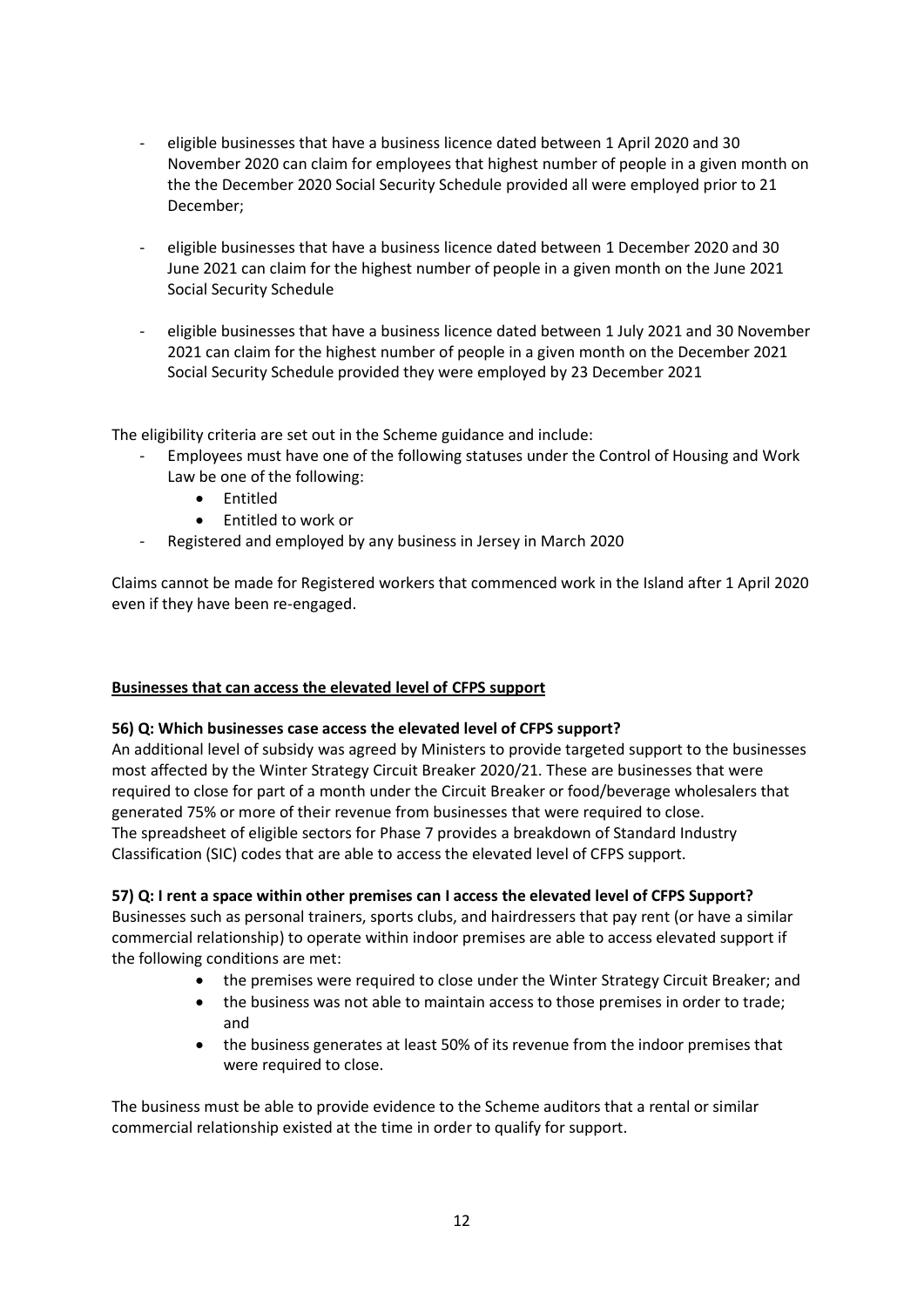- eligible businesses that have a business licence dated between 1 April 2020 and 30 November 2020 can claim for employees that highest number of people in a given month on the the December 2020 Social Security Schedule provided all were employed prior to 21 December;

- eligible businesses that have a business licence dated between 1 December 2020 and 30 June 2021 can claim for the highest number of people in a given month on the June 2021 Social Security Schedule

- eligible businesses that have a business licence dated between 1 July 2021 and 30 November 2021 can claim for the highest number of people in a given month on the December 2021 Social Security Schedule provided they were employed by 23 December 2021

The eligibility criteria are set out in the Scheme guidance and include:

- Employees must have one of the following statuses under the Control of Housing and Work Law be one of the following:
  - Entitled
  - Entitled to work or
- Registered and employed by any business in Jersey in March 2020

Claims cannot be made for Registered workers that commenced work in the Island after 1 April 2020 even if they have been re-engaged.

**Businesses that can access the elevated level of CFPS support**

**56) Q: Which businesses case access the elevated level of CFPS support?**

An additional level of subsidy was agreed by Ministers to provide targeted support to the businesses most affected by the Winter Strategy Circuit Breaker 2020/21. These are businesses that were required to close for part of a month under the Circuit Breaker or food/beverage wholesalers that generated 75% or more of their revenue from businesses that were required to close.
The spreadsheet of eligible sectors for Phase 7 provides a breakdown of Standard Industry Classification (SIC) codes that are able to access the elevated level of CFPS support.

**57) Q: I rent a space within other premises can I access the elevated level of CFPS Support?**

Businesses such as personal trainers, sports clubs, and hairdressers that pay rent (or have a similar commercial relationship) to operate within indoor premises are able to access elevated support if the following conditions are met:

- the premises were required to close under the Winter Strategy Circuit Breaker; and
- the business was not able to maintain access to those premises in order to trade; and
- the business generates at least 50% of its revenue from the indoor premises that were required to close.

The business must be able to provide evidence to the Scheme auditors that a rental or similar commercial relationship existed at the time in order to qualify for support.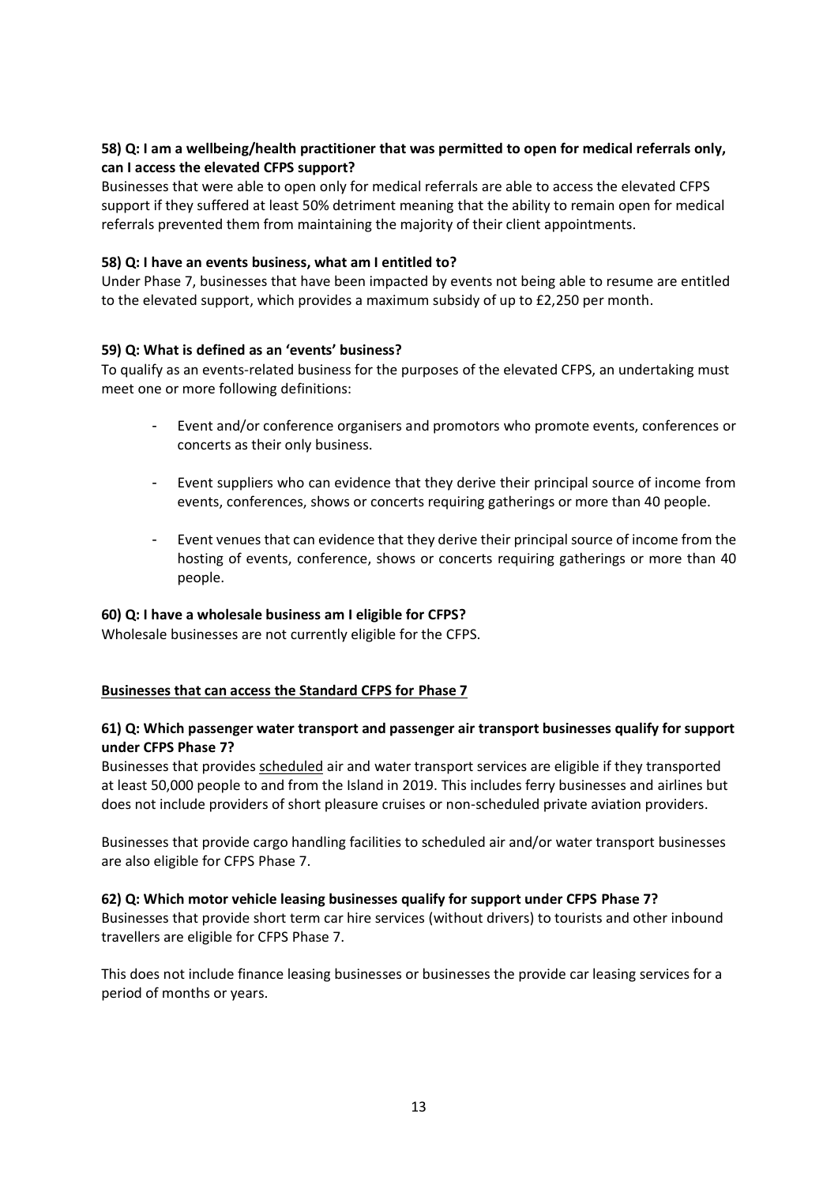**58) Q: I am a wellbeing/health practitioner that was permitted to open for medical referrals only, can I access the elevated CFPS support?**

Businesses that were able to open only for medical referrals are able to access the elevated CFPS support if they suffered at least 50% detriment meaning that the ability to remain open for medical referrals prevented them from maintaining the majority of their client appointments.

**58) Q: I have an events business, what am I entitled to?**

Under Phase 7, businesses that have been impacted by events not being able to resume are entitled to the elevated support, which provides a maximum subsidy of up to £2,250 per month.

**59) Q: What is defined as an 'events' business?**

To qualify as an events-related business for the purposes of the elevated CFPS, an undertaking must meet one or more following definitions:

- Event and/or conference organisers and promotors who promote events, conferences or concerts as their only business.
- Event suppliers who can evidence that they derive their principal source of income from events, conferences, shows or concerts requiring gatherings or more than 40 people.
- Event venues that can evidence that they derive their principal source of income from the hosting of events, conference, shows or concerts requiring gatherings or more than 40 people.

**60) Q: I have a wholesale business am I eligible for CFPS?**

Wholesale businesses are not currently eligible for the CFPS.

**Businesses that can access the Standard CFPS for Phase 7**

**61) Q: Which passenger water transport and passenger air transport businesses qualify for support under CFPS Phase 7?**

Businesses that provides scheduled air and water transport services are eligible if they transported at least 50,000 people to and from the Island in 2019. This includes ferry businesses and airlines but does not include providers of short pleasure cruises or non-scheduled private aviation providers.

Businesses that provide cargo handling facilities to scheduled air and/or water transport businesses are also eligible for CFPS Phase 7.

**62) Q: Which motor vehicle leasing businesses qualify for support under CFPS Phase 7?**

Businesses that provide short term car hire services (without drivers) to tourists and other inbound travellers are eligible for CFPS Phase 7.

This does not include finance leasing businesses or businesses the provide car leasing services for a period of months or years.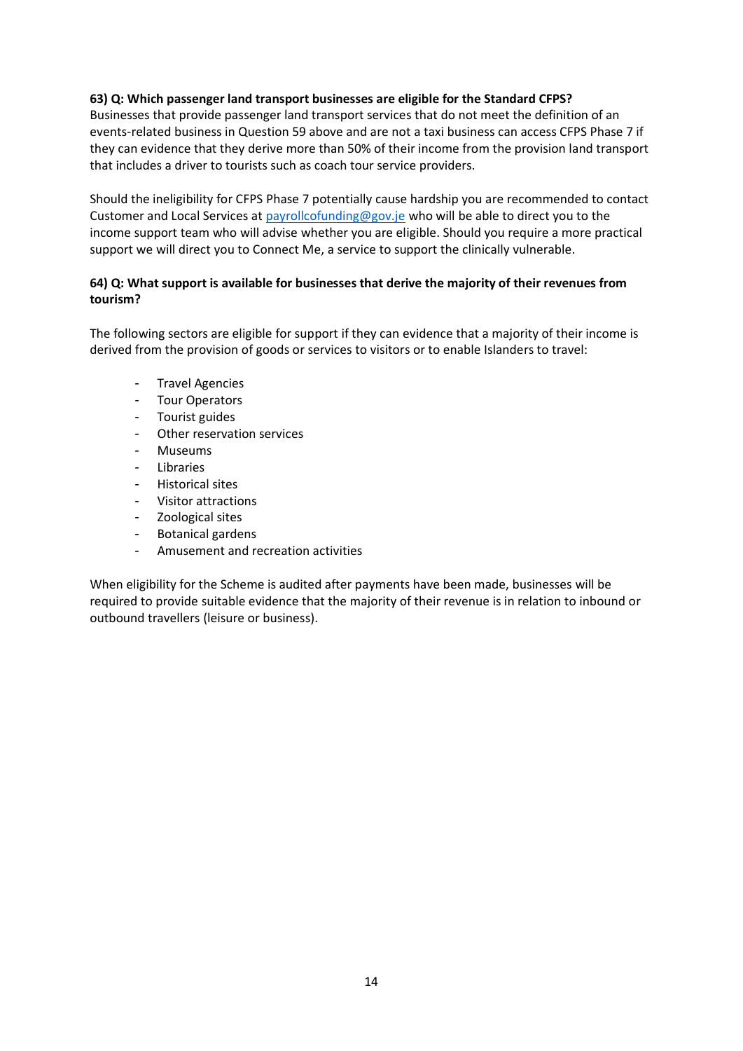**63) Q: Which passenger land transport businesses are eligible for the Standard CFPS?**

Businesses that provide passenger land transport services that do not meet the definition of an events-related business in Question 59 above and are not a taxi business can access CFPS Phase 7 if they can evidence that they derive more than 50% of their income from the provision land transport that includes a driver to tourists such as coach tour service providers.

Should the ineligibility for CFPS Phase 7 potentially cause hardship you are recommended to contact Customer and Local Services at payrollcofunding@gov.je who will be able to direct you to the income support team who will advise whether you are eligible. Should you require a more practical support we will direct you to Connect Me, a service to support the clinically vulnerable.

**64) Q: What support is available for businesses that derive the majority of their revenues from tourism?**

The following sectors are eligible for support if they can evidence that a majority of their income is derived from the provision of goods or services to visitors or to enable Islanders to travel:

- Travel Agencies
- Tour Operators
- Tourist guides
- Other reservation services
- Museums
- Libraries
- Historical sites
- Visitor attractions
- Zoological sites
- Botanical gardens
- Amusement and recreation activities

When eligibility for the Scheme is audited after payments have been made, businesses will be required to provide suitable evidence that the majority of their revenue is in relation to inbound or outbound travellers (leisure or business).